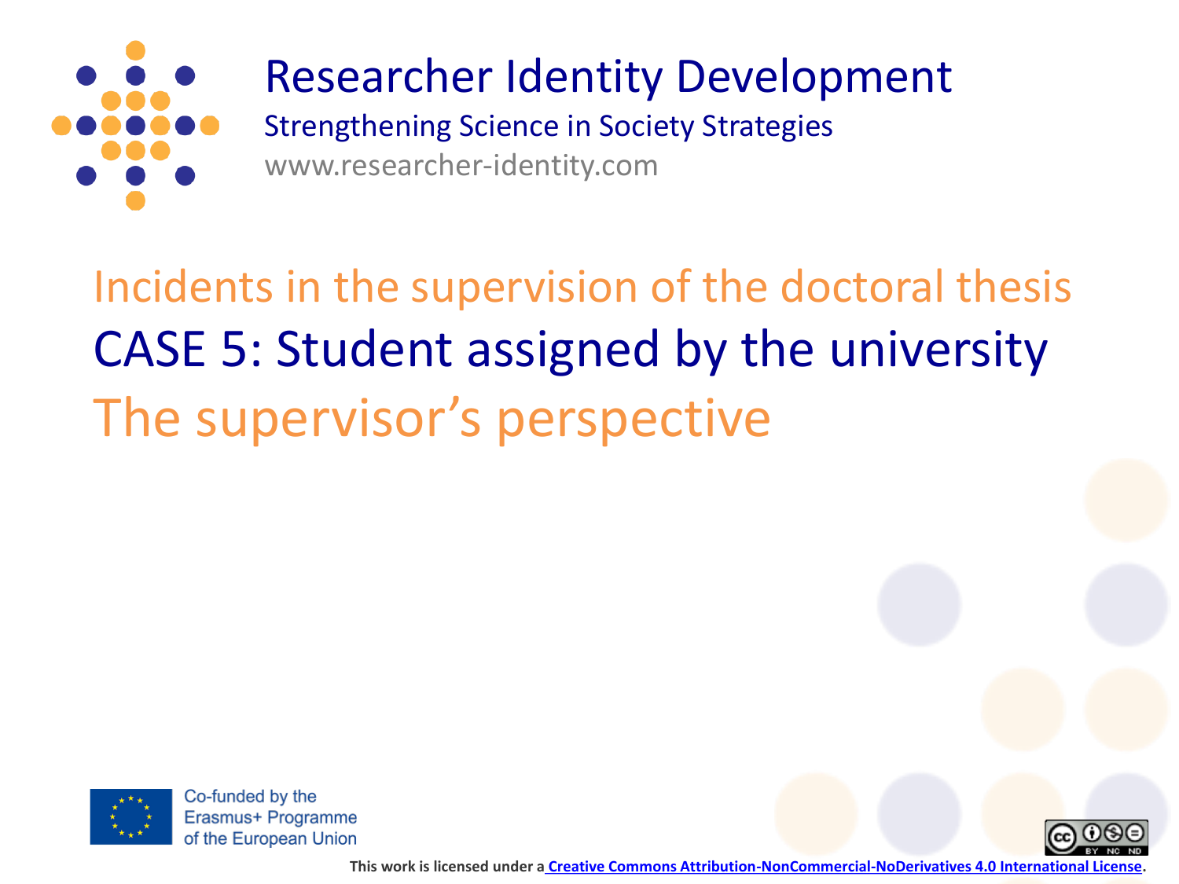# Researcher Identity Development

Strengthening Science in Society Strategies

www.researcher-identity.com

## Incidents in the supervision of the doctoral thesis

## CASE 5: Student assigned by the university

## The supervisor's perspective

Co-funded by the Erasmus+ Programme of the European Union

This work is licensed under a Creative Commons Attribution-NonCommercial-NoDerivatives 4.0 International License.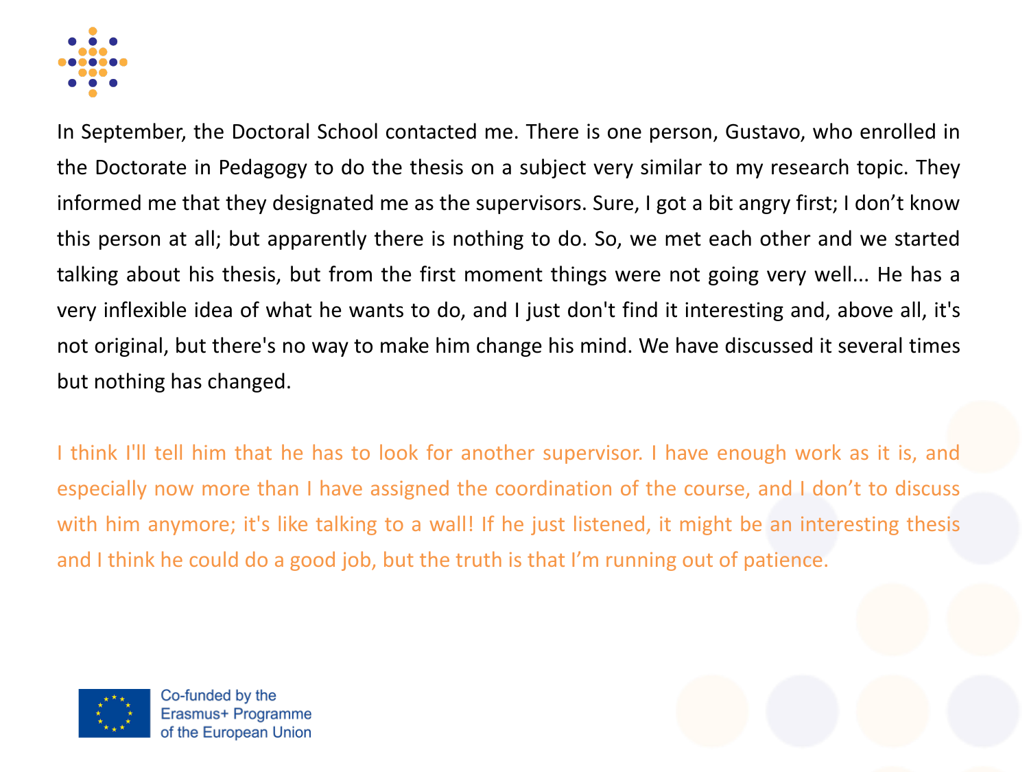In September, the Doctoral School contacted me. There is one person, Gustavo, who enrolled in the Doctorate in Pedagogy to do the thesis on a subject very similar to my research topic. They informed me that they designated me as the supervisors. Sure, I got a bit angry first; I don't know this person at all; but apparently there is nothing to do. So, we met each other and we started talking about his thesis, but from the first moment things were not going very well... He has a very inflexible idea of what he wants to do, and I just don't find it interesting and, above all, it's not original, but there's no way to make him change his mind. We have discussed it several times but nothing has changed.

I think I'll tell him that he has to look for another supervisor. I have enough work as it is, and especially now more than I have assigned the coordination of the course, and I don't to discuss with him anymore; it's like talking to a wall! If he just listened, it might be an interesting thesis and I think he could do a good job, but the truth is that I'm running out of patience.

Co-funded by the Erasmus+ Programme of the European Union